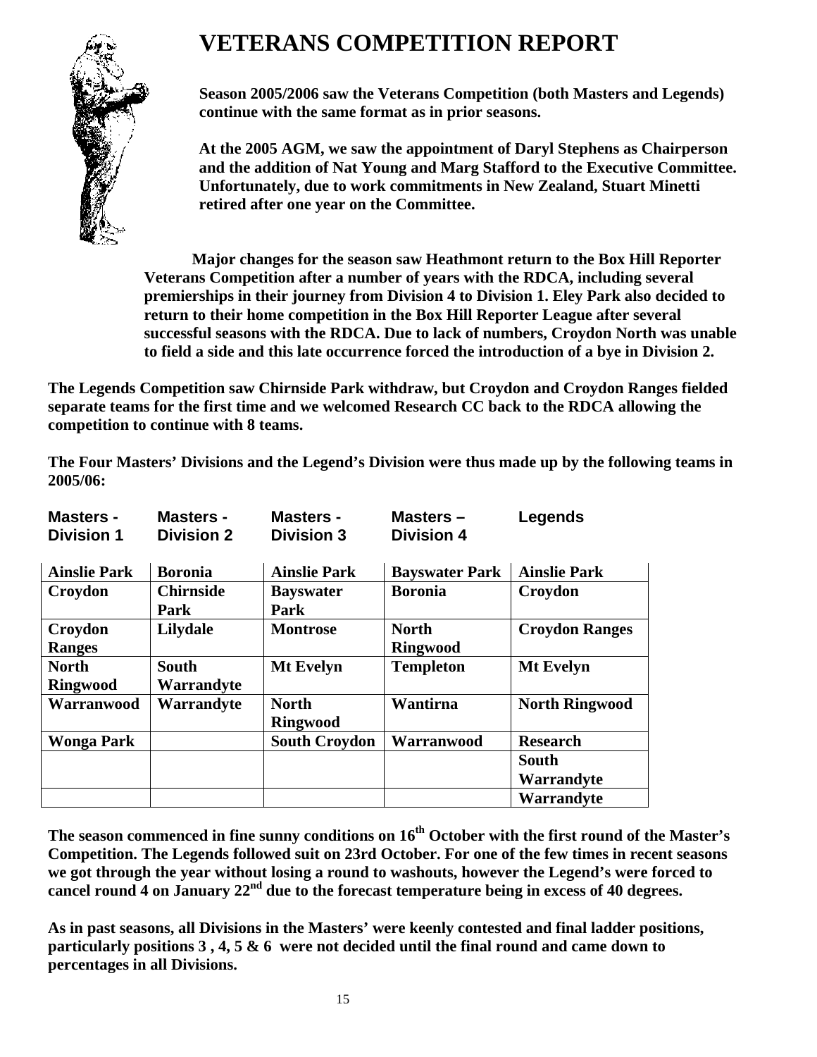# VETERANS COMPETITION REPORT

**Season 2005/2006 saw the Veterans Competition (both Masters and Legends) continue with the same format as in prior seasons.**

**At the 2005 AGM, we saw the appointment of Daryl Stephens as Chairperson and the addition of Nat Young and Marg Stafford to the Executive Committee. Unfortunately, due to work commitments in New Zealand, Stuart Minetti retired after one year on the Committee.**

**Major changes for the season saw Heathmont return to the Box Hill Reporter Veterans Competition after a number of years with the RDCA, including several premierships in their journey from Division 4 to Division 1. Eley Park also decided to return to their home competition in the Box Hill Reporter League after several successful seasons with the RDCA. Due to lack of numbers, Croydon North was unable to field a side and this late occurrence forced the introduction of a bye in Division 2.**

**The Legends Competition saw Chirnside Park withdraw, but Croydon and Croydon Ranges fielded separate teams for the first time and we welcomed Research CC back to the RDCA allowing the competition to continue with 8 teams.**

**The Four Masters' Divisions and the Legend's Division were thus made up by the following teams in 2005/06:**

| Masters - Division 1 | Masters - Division 2 | Masters - Division 3 | Masters – Division 4 | Legends |
|---|---|---|---|---|
| Ainslie Park | Boronia | Ainslie Park | Bayswater Park | Ainslie Park |
| Croydon | Chirnside Park | Bayswater Park | Boronia | Croydon |
| Croydon Ranges | Lilydale | Montrose | North Ringwood | Croydon Ranges |
| North Ringwood | South Warrandyte | Mt Evelyn | Templeton | Mt Evelyn |
| Warranwood | Warrandyte | North Ringwood | Wantirna | North Ringwood |
| Wonga Park | | South Croydon | Warranwood | Research |
| | | | | South Warrandyte |
| | | | | Warrandyte |

**The season commenced in fine sunny conditions on 16th October with the first round of the Master's Competition. The Legends followed suit on 23rd October. For one of the few times in recent seasons we got through the year without losing a round to washouts, however the Legend's were forced to cancel round 4 on January 22nd due to the forecast temperature being in excess of 40 degrees.**

**As in past seasons, all Divisions in the Masters' were keenly contested and final ladder positions, particularly positions 3 , 4, 5 & 6 were not decided until the final round and came down to percentages in all Divisions.**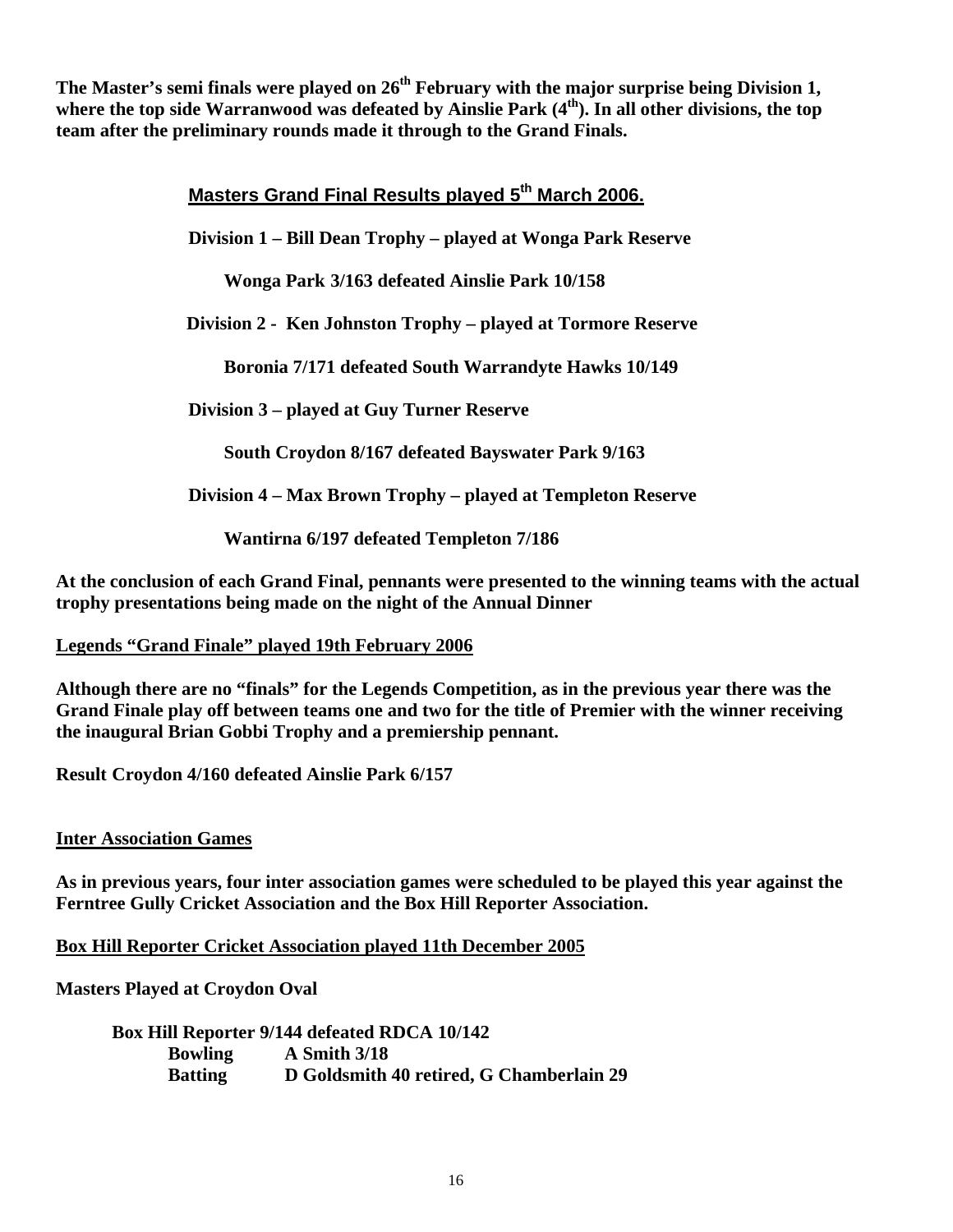**The Master's semi finals were played on 26th February with the major surprise being Division 1, where the top side Warranwood was defeated by Ainslie Park (4th). In all other divisions, the top team after the preliminary rounds made it through to the Grand Finals.**

## Masters Grand Final Results played 5th March 2006.

**Division 1 – Bill Dean Trophy – played at Wonga Park Reserve**

**Wonga Park 3/163 defeated Ainslie Park 10/158**

**Division 2 - Ken Johnston Trophy – played at Tormore Reserve**

**Boronia 7/171 defeated South Warrandyte Hawks 10/149**

**Division 3 – played at Guy Turner Reserve**

**South Croydon 8/167 defeated Bayswater Park 9/163**

**Division 4 – Max Brown Trophy – played at Templeton Reserve**

**Wantirna 6/197 defeated Templeton 7/186**

**At the conclusion of each Grand Final, pennants were presented to the winning teams with the actual trophy presentations being made on the night of the Annual Dinner**

**Legends "Grand Finale" played 19th February 2006**

**Although there are no "finals" for the Legends Competition, as in the previous year there was the Grand Finale play off between teams one and two for the title of Premier with the winner receiving the inaugural Brian Gobbi Trophy and a premiership pennant.**

**Result Croydon 4/160 defeated Ainslie Park 6/157**

**Inter Association Games**

**As in previous years, four inter association games were scheduled to be played this year against the Ferntree Gully Cricket Association and the Box Hill Reporter Association.**

**Box Hill Reporter Cricket Association played 11th December 2005**

**Masters Played at Croydon Oval**

**Box Hill Reporter 9/144 defeated RDCA 10/142**

| | |
|---|---|
| **Bowling** | **A Smith 3/18** |
| **Batting** | **D Goldsmith 40 retired, G Chamberlain 29** |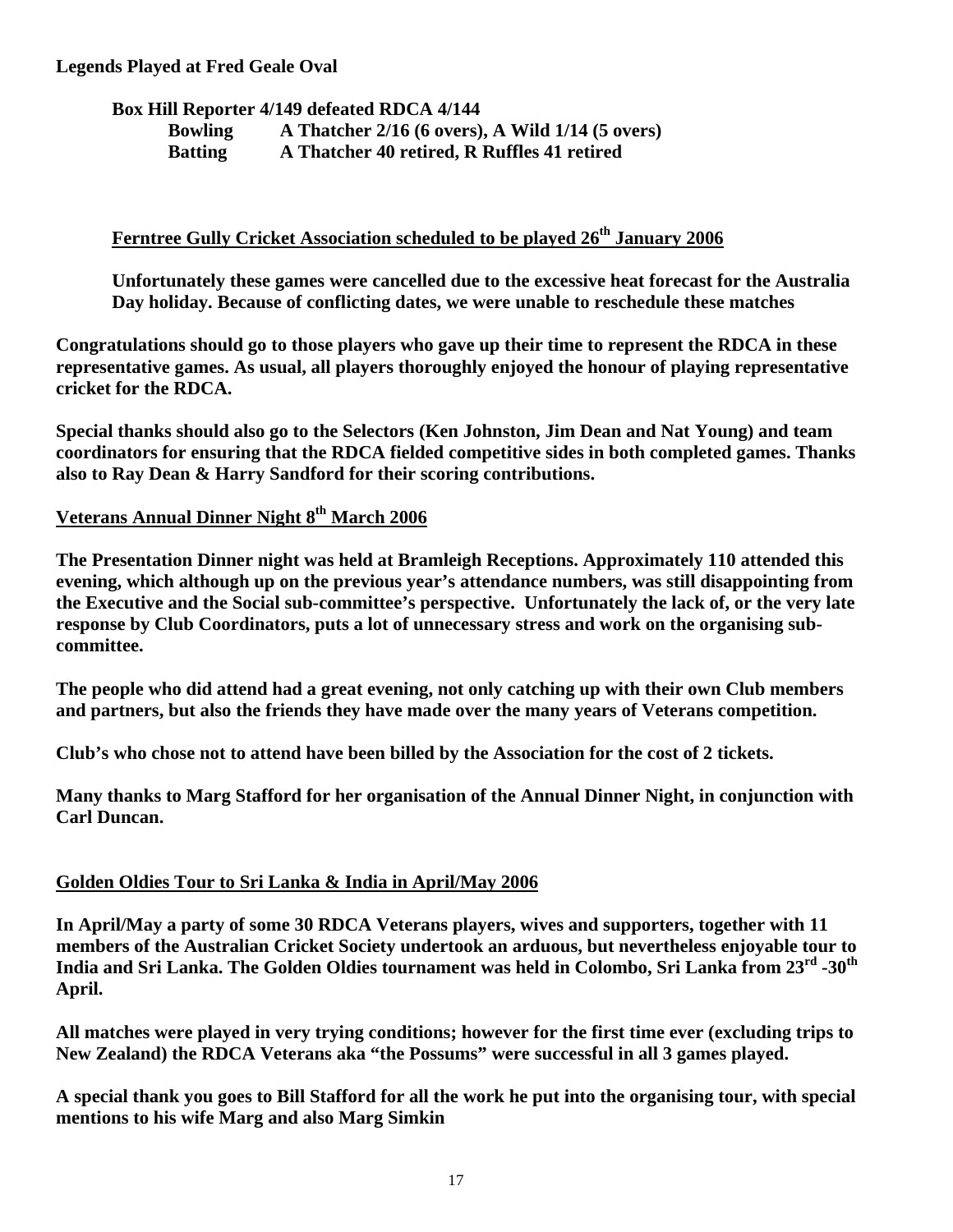**Legends Played at Fred Geale Oval**

**Box Hill Reporter 4/149 defeated RDCA 4/144**

| | |
|---|---|
| **Bowling** | **A Thatcher 2/16 (6 overs), A Wild 1/14 (5 overs)** |
| **Batting** | **A Thatcher 40 retired, R Ruffles 41 retired** |

## Ferntree Gully Cricket Association scheduled to be played 26th January 2006

**Unfortunately these games were cancelled due to the excessive heat forecast for the Australia Day holiday. Because of conflicting dates, we were unable to reschedule these matches**

**Congratulations should go to those players who gave up their time to represent the RDCA in these representative games. As usual, all players thoroughly enjoyed the honour of playing representative cricket for the RDCA.**

**Special thanks should also go to the Selectors (Ken Johnston, Jim Dean and Nat Young) and team coordinators for ensuring that the RDCA fielded competitive sides in both completed games. Thanks also to Ray Dean & Harry Sandford for their scoring contributions.**

## Veterans Annual Dinner Night 8th March 2006

**The Presentation Dinner night was held at Bramleigh Receptions. Approximately 110 attended this evening, which although up on the previous year's attendance numbers, was still disappointing from the Executive and the Social sub-committee's perspective. Unfortunately the lack of, or the very late response by Club Coordinators, puts a lot of unnecessary stress and work on the organising sub-committee.**

**The people who did attend had a great evening, not only catching up with their own Club members and partners, but also the friends they have made over the many years of Veterans competition.**

**Club's who chose not to attend have been billed by the Association for the cost of 2 tickets.**

**Many thanks to Marg Stafford for her organisation of the Annual Dinner Night, in conjunction with Carl Duncan.**

## Golden Oldies Tour to Sri Lanka & India in April/May 2006

**In April/May a party of some 30 RDCA Veterans players, wives and supporters, together with 11 members of the Australian Cricket Society undertook an arduous, but nevertheless enjoyable tour to India and Sri Lanka. The Golden Oldies tournament was held in Colombo, Sri Lanka from 23rd -30th April.**

**All matches were played in very trying conditions; however for the first time ever (excluding trips to New Zealand) the RDCA Veterans aka "the Possums" were successful in all 3 games played.**

**A special thank you goes to Bill Stafford for all the work he put into the organising tour, with special mentions to his wife Marg and also Marg Simkin**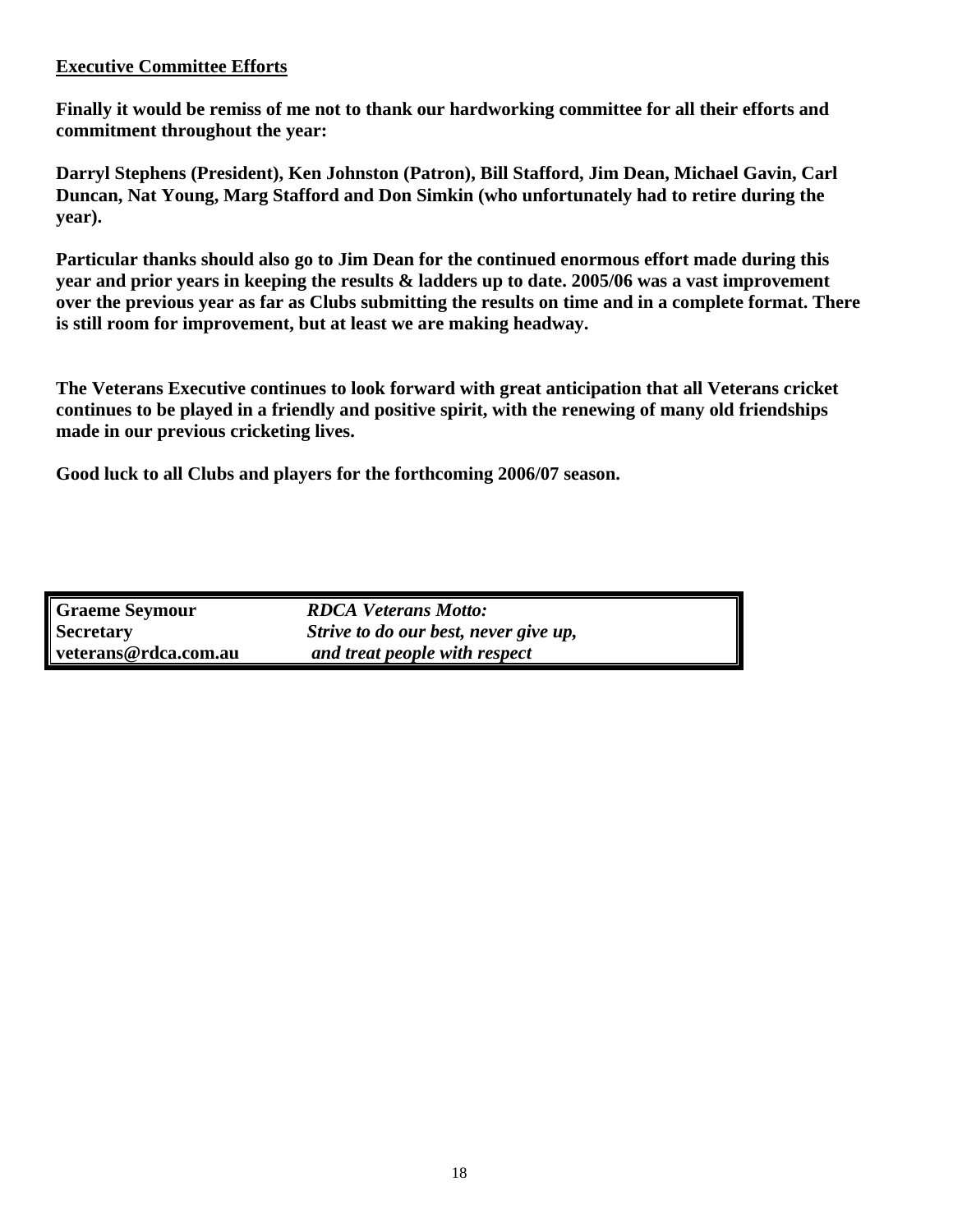**<u>Executive Committee Efforts</u>**

**Finally it would be remiss of me not to thank our hardworking committee for all their efforts and commitment throughout the year:**

**Darryl Stephens (President), Ken Johnston (Patron), Bill Stafford, Jim Dean, Michael Gavin, Carl Duncan, Nat Young, Marg Stafford and Don Simkin (who unfortunately had to retire during the year).**

**Particular thanks should also go to Jim Dean for the continued enormous effort made during this year and prior years in keeping the results & ladders up to date. 2005/06 was a vast improvement over the previous year as far as Clubs submitting the results on time and in a complete format. There is still room for improvement, but at least we are making headway.**

**The Veterans Executive continues to look forward with great anticipation that all Veterans cricket continues to be played in a friendly and positive spirit, with the renewing of many old friendships made in our previous cricketing lives.**

**Good luck to all Clubs and players for the forthcoming 2006/07 season.**

| | |
|---|---|
| **Graeme Seymour** | ***RDCA Veterans Motto:*** |
| **Secretary** | ***Strive to do our best, never give up,*** |
| **veterans@rdca.com.au** | ***and treat people with respect*** |